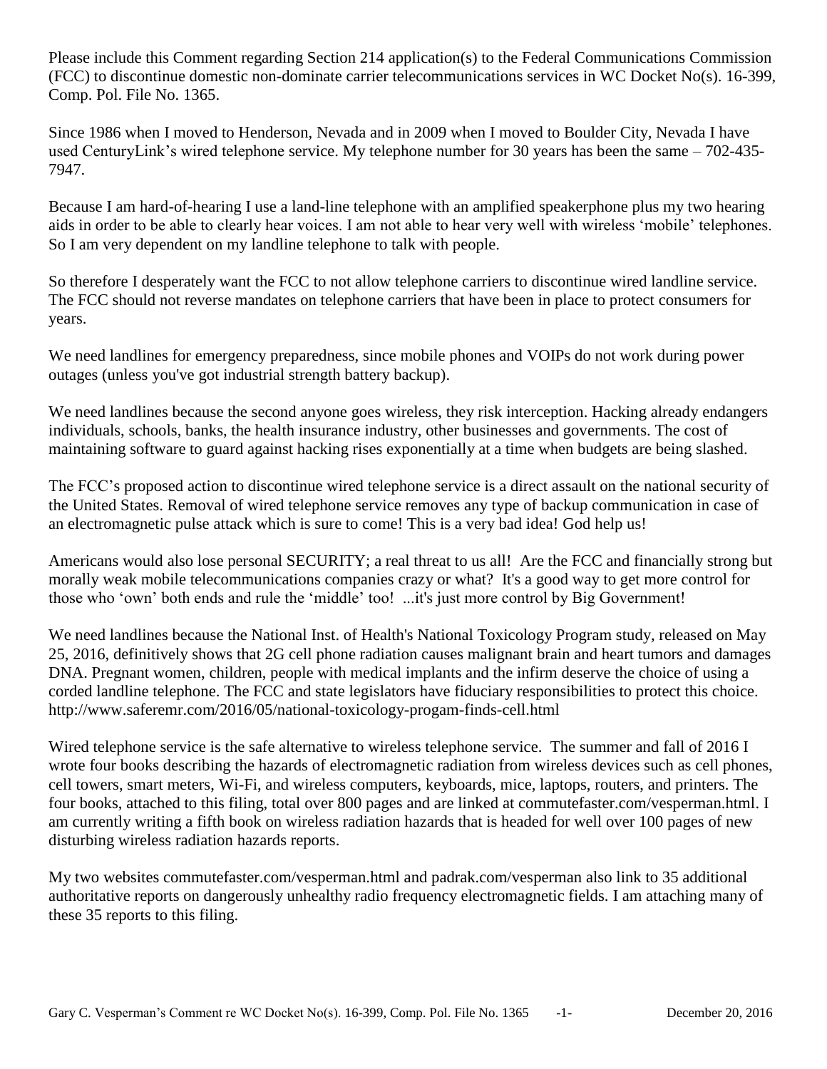Please include this Comment regarding Section 214 application(s) to the Federal Communications Commission (FCC) to discontinue domestic non-dominate carrier telecommunications services in WC Docket No(s). 16-399, Comp. Pol. File No. 1365.

Since 1986 when I moved to Henderson, Nevada and in 2009 when I moved to Boulder City, Nevada I have used CenturyLink's wired telephone service. My telephone number for 30 years has been the same – 702-435-7947.

Because I am hard-of-hearing I use a land-line telephone with an amplified speakerphone plus my two hearing aids in order to be able to clearly hear voices. I am not able to hear very well with wireless 'mobile' telephones. So I am very dependent on my landline telephone to talk with people.

So therefore I desperately want the FCC to not allow telephone carriers to discontinue wired landline service. The FCC should not reverse mandates on telephone carriers that have been in place to protect consumers for years.

We need landlines for emergency preparedness, since mobile phones and VOIPs do not work during power outages (unless you've got industrial strength battery backup).

We need landlines because the second anyone goes wireless, they risk interception. Hacking already endangers individuals, schools, banks, the health insurance industry, other businesses and governments. The cost of maintaining software to guard against hacking rises exponentially at a time when budgets are being slashed.

The FCC's proposed action to discontinue wired telephone service is a direct assault on the national security of the United States. Removal of wired telephone service removes any type of backup communication in case of an electromagnetic pulse attack which is sure to come! This is a very bad idea! God help us!

Americans would also lose personal SECURITY; a real threat to us all! Are the FCC and financially strong but morally weak mobile telecommunications companies crazy or what? It's a good way to get more control for those who 'own' both ends and rule the 'middle' too! ...it's just more control by Big Government!

We need landlines because the National Inst. of Health's National Toxicology Program study, released on May 25, 2016, definitively shows that 2G cell phone radiation causes malignant brain and heart tumors and damages DNA. Pregnant women, children, people with medical implants and the infirm deserve the choice of using a corded landline telephone. The FCC and state legislators have fiduciary responsibilities to protect this choice. http://www.saferemr.com/2016/05/national-toxicology-progam-finds-cell.html

Wired telephone service is the safe alternative to wireless telephone service. The summer and fall of 2016 I wrote four books describing the hazards of electromagnetic radiation from wireless devices such as cell phones, cell towers, smart meters, Wi-Fi, and wireless computers, keyboards, mice, laptops, routers, and printers. The four books, attached to this filing, total over 800 pages and are linked at commutefaster.com/vesperman.html. I am currently writing a fifth book on wireless radiation hazards that is headed for well over 100 pages of new disturbing wireless radiation hazards reports.

My two websites commutefaster.com/vesperman.html and padrak.com/vesperman also link to 35 additional authoritative reports on dangerously unhealthy radio frequency electromagnetic fields. I am attaching many of these 35 reports to this filing.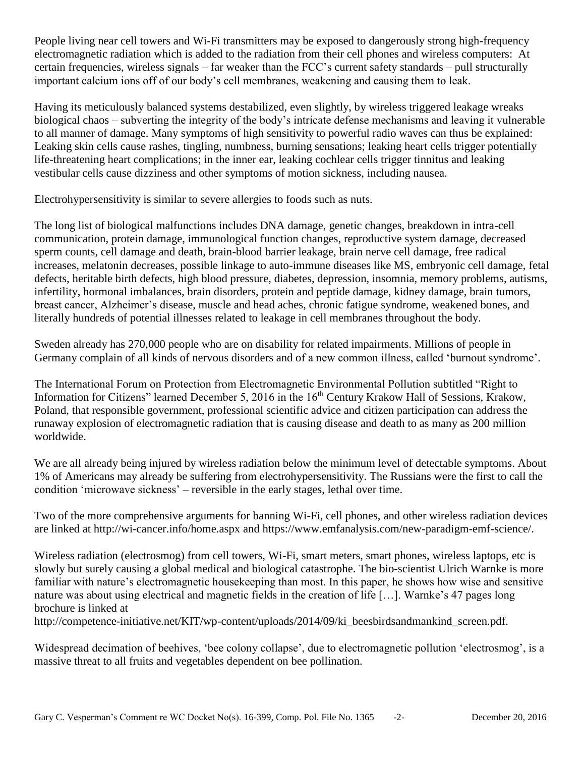People living near cell towers and Wi-Fi transmitters may be exposed to dangerously strong high-frequency electromagnetic radiation which is added to the radiation from their cell phones and wireless computers: At certain frequencies, wireless signals – far weaker than the FCC's current safety standards – pull structurally important calcium ions off of our body's cell membranes, weakening and causing them to leak.

Having its meticulously balanced systems destabilized, even slightly, by wireless triggered leakage wreaks biological chaos – subverting the integrity of the body's intricate defense mechanisms and leaving it vulnerable to all manner of damage. Many symptoms of high sensitivity to powerful radio waves can thus be explained: Leaking skin cells cause rashes, tingling, numbness, burning sensations; leaking heart cells trigger potentially life-threatening heart complications; in the inner ear, leaking cochlear cells trigger tinnitus and leaking vestibular cells cause dizziness and other symptoms of motion sickness, including nausea.

Electrohypersensitivity is similar to severe allergies to foods such as nuts.

The long list of biological malfunctions includes DNA damage, genetic changes, breakdown in intra-cell communication, protein damage, immunological function changes, reproductive system damage, decreased sperm counts, cell damage and death, brain-blood barrier leakage, brain nerve cell damage, free radical increases, melatonin decreases, possible linkage to auto-immune diseases like MS, embryonic cell damage, fetal defects, heritable birth defects, high blood pressure, diabetes, depression, insomnia, memory problems, autisms, infertility, hormonal imbalances, brain disorders, protein and peptide damage, kidney damage, brain tumors, breast cancer, Alzheimer's disease, muscle and head aches, chronic fatigue syndrome, weakened bones, and literally hundreds of potential illnesses related to leakage in cell membranes throughout the body.

Sweden already has 270,000 people who are on disability for related impairments. Millions of people in Germany complain of all kinds of nervous disorders and of a new common illness, called 'burnout syndrome'.

The International Forum on Protection from Electromagnetic Environmental Pollution subtitled "Right to Information for Citizens" learned December 5, 2016 in the 16th Century Krakow Hall of Sessions, Krakow, Poland, that responsible government, professional scientific advice and citizen participation can address the runaway explosion of electromagnetic radiation that is causing disease and death to as many as 200 million worldwide.

We are all already being injured by wireless radiation below the minimum level of detectable symptoms. About 1% of Americans may already be suffering from electrohypersensitivity. The Russians were the first to call the condition 'microwave sickness' – reversible in the early stages, lethal over time.

Two of the more comprehensive arguments for banning Wi-Fi, cell phones, and other wireless radiation devices are linked at http://wi-cancer.info/home.aspx and https://www.emfanalysis.com/new-paradigm-emf-science/.

Wireless radiation (electrosmog) from cell towers, Wi-Fi, smart meters, smart phones, wireless laptops, etc is slowly but surely causing a global medical and biological catastrophe. The bio-scientist Ulrich Warnke is more familiar with nature's electromagnetic housekeeping than most. In this paper, he shows how wise and sensitive nature was about using electrical and magnetic fields in the creation of life […]. Warnke's 47 pages long brochure is linked at http://competence-initiative.net/KIT/wp-content/uploads/2014/09/ki_beesbirdsandmankind_screen.pdf.

Widespread decimation of beehives, 'bee colony collapse', due to electromagnetic pollution 'electrosmog', is a massive threat to all fruits and vegetables dependent on bee pollination.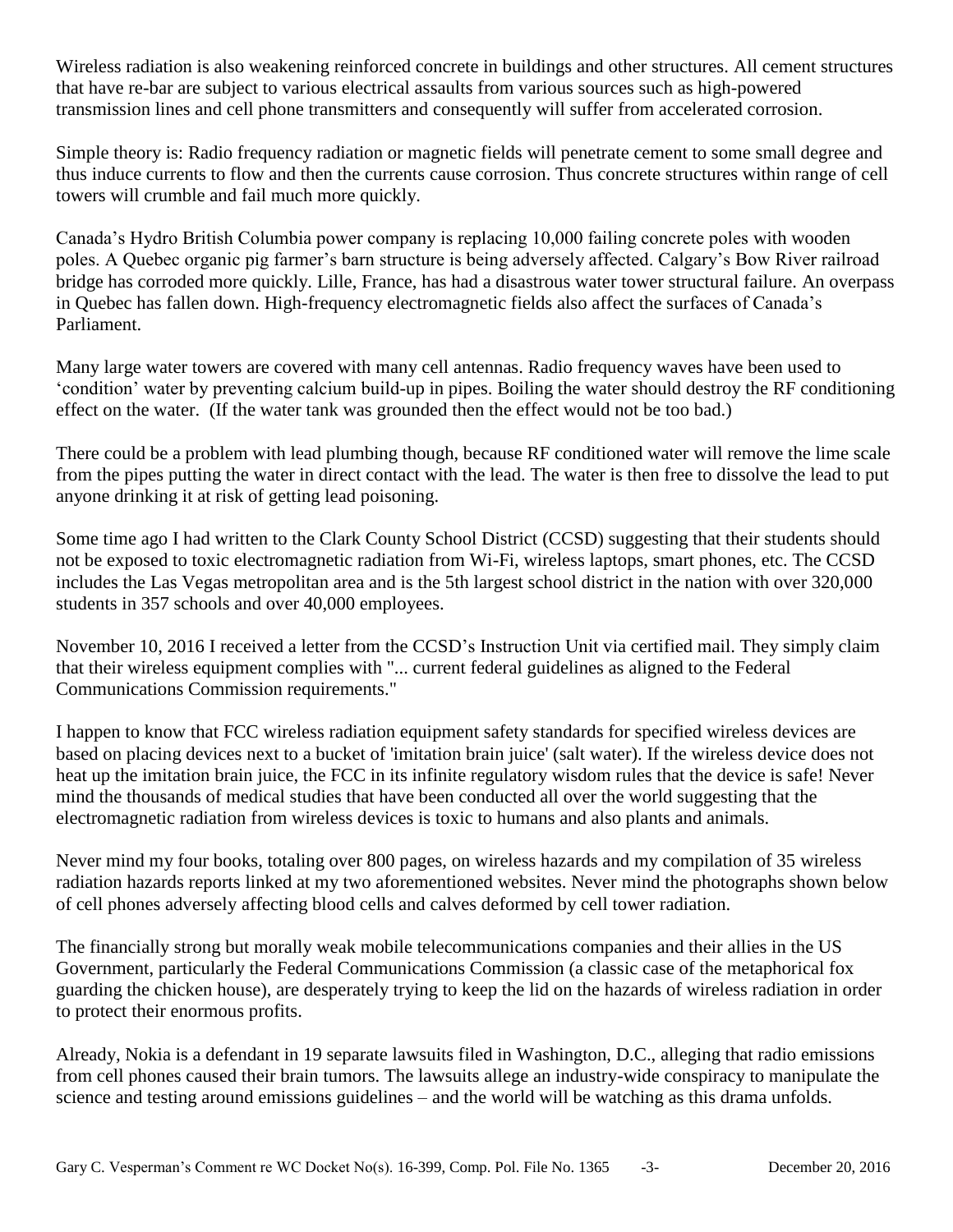Wireless radiation is also weakening reinforced concrete in buildings and other structures. All cement structures that have re-bar are subject to various electrical assaults from various sources such as high-powered transmission lines and cell phone transmitters and consequently will suffer from accelerated corrosion.

Simple theory is: Radio frequency radiation or magnetic fields will penetrate cement to some small degree and thus induce currents to flow and then the currents cause corrosion. Thus concrete structures within range of cell towers will crumble and fail much more quickly.

Canada's Hydro British Columbia power company is replacing 10,000 failing concrete poles with wooden poles. A Quebec organic pig farmer's barn structure is being adversely affected. Calgary's Bow River railroad bridge has corroded more quickly. Lille, France, has had a disastrous water tower structural failure. An overpass in Quebec has fallen down. High-frequency electromagnetic fields also affect the surfaces of Canada's Parliament.

Many large water towers are covered with many cell antennas. Radio frequency waves have been used to 'condition' water by preventing calcium build-up in pipes. Boiling the water should destroy the RF conditioning effect on the water. (If the water tank was grounded then the effect would not be too bad.)

There could be a problem with lead plumbing though, because RF conditioned water will remove the lime scale from the pipes putting the water in direct contact with the lead. The water is then free to dissolve the lead to put anyone drinking it at risk of getting lead poisoning.

Some time ago I had written to the Clark County School District (CCSD) suggesting that their students should not be exposed to toxic electromagnetic radiation from Wi-Fi, wireless laptops, smart phones, etc. The CCSD includes the Las Vegas metropolitan area and is the 5th largest school district in the nation with over 320,000 students in 357 schools and over 40,000 employees.

November 10, 2016 I received a letter from the CCSD's Instruction Unit via certified mail. They simply claim that their wireless equipment complies with "... current federal guidelines as aligned to the Federal Communications Commission requirements."

I happen to know that FCC wireless radiation equipment safety standards for specified wireless devices are based on placing devices next to a bucket of 'imitation brain juice' (salt water). If the wireless device does not heat up the imitation brain juice, the FCC in its infinite regulatory wisdom rules that the device is safe! Never mind the thousands of medical studies that have been conducted all over the world suggesting that the electromagnetic radiation from wireless devices is toxic to humans and also plants and animals.

Never mind my four books, totaling over 800 pages, on wireless hazards and my compilation of 35 wireless radiation hazards reports linked at my two aforementioned websites. Never mind the photographs shown below of cell phones adversely affecting blood cells and calves deformed by cell tower radiation.

The financially strong but morally weak mobile telecommunications companies and their allies in the US Government, particularly the Federal Communications Commission (a classic case of the metaphorical fox guarding the chicken house), are desperately trying to keep the lid on the hazards of wireless radiation in order to protect their enormous profits.

Already, Nokia is a defendant in 19 separate lawsuits filed in Washington, D.C., alleging that radio emissions from cell phones caused their brain tumors. The lawsuits allege an industry-wide conspiracy to manipulate the science and testing around emissions guidelines – and the world will be watching as this drama unfolds.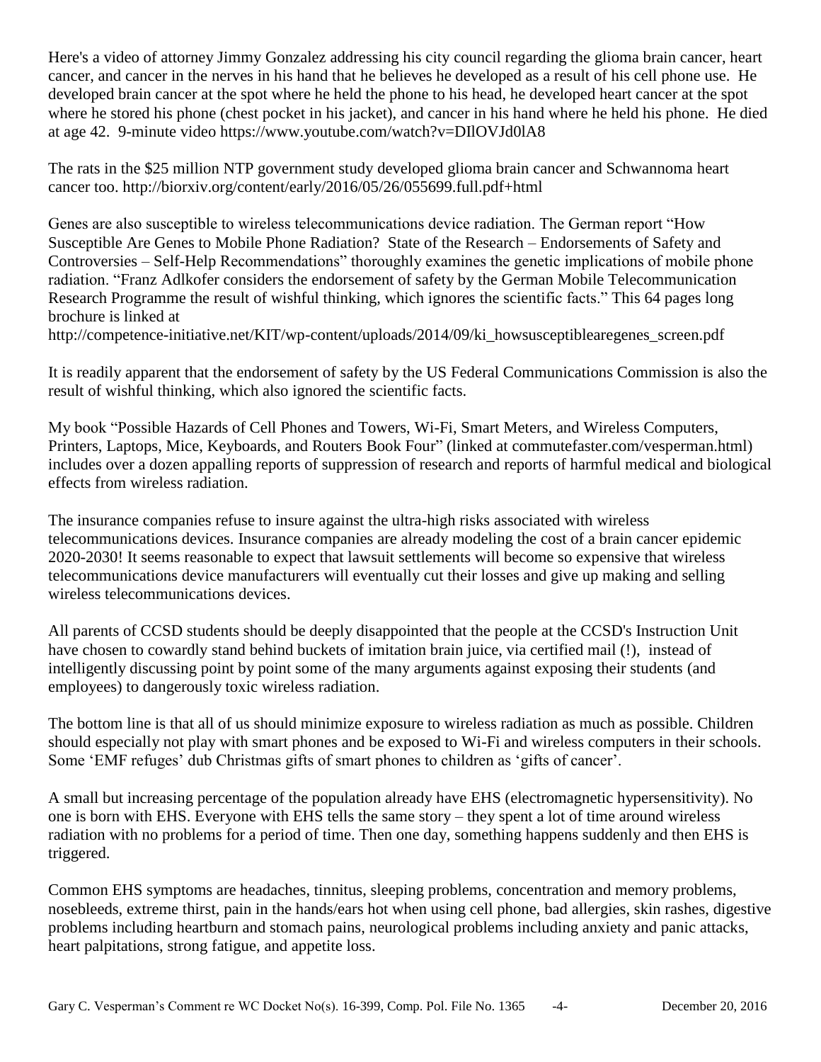Here's a video of attorney Jimmy Gonzalez addressing his city council regarding the glioma brain cancer, heart cancer, and cancer in the nerves in his hand that he believes he developed as a result of his cell phone use. He developed brain cancer at the spot where he held the phone to his head, he developed heart cancer at the spot where he stored his phone (chest pocket in his jacket), and cancer in his hand where he held his phone. He died at age 42. 9-minute video https://www.youtube.com/watch?v=DIlOVJd0lA8

The rats in the $25 million NTP government study developed glioma brain cancer and Schwannoma heart cancer too. http://biorxiv.org/content/early/2016/05/26/055699.full.pdf+html

Genes are also susceptible to wireless telecommunications device radiation. The German report "How Susceptible Are Genes to Mobile Phone Radiation? State of the Research – Endorsements of Safety and Controversies – Self-Help Recommendations" thoroughly examines the genetic implications of mobile phone radiation. "Franz Adlkofer considers the endorsement of safety by the German Mobile Telecommunication Research Programme the result of wishful thinking, which ignores the scientific facts." This 64 pages long brochure is linked at
http://competence-initiative.net/KIT/wp-content/uploads/2014/09/ki_howsusceptiblearegenes_screen.pdf

It is readily apparent that the endorsement of safety by the US Federal Communications Commission is also the result of wishful thinking, which also ignored the scientific facts.

My book "Possible Hazards of Cell Phones and Towers, Wi-Fi, Smart Meters, and Wireless Computers, Printers, Laptops, Mice, Keyboards, and Routers Book Four" (linked at commutefaster.com/vesperman.html) includes over a dozen appalling reports of suppression of research and reports of harmful medical and biological effects from wireless radiation.

The insurance companies refuse to insure against the ultra-high risks associated with wireless telecommunications devices. Insurance companies are already modeling the cost of a brain cancer epidemic 2020-2030! It seems reasonable to expect that lawsuit settlements will become so expensive that wireless telecommunications device manufacturers will eventually cut their losses and give up making and selling wireless telecommunications devices.

All parents of CCSD students should be deeply disappointed that the people at the CCSD's Instruction Unit have chosen to cowardly stand behind buckets of imitation brain juice, via certified mail (!), instead of intelligently discussing point by point some of the many arguments against exposing their students (and employees) to dangerously toxic wireless radiation.

The bottom line is that all of us should minimize exposure to wireless radiation as much as possible. Children should especially not play with smart phones and be exposed to Wi-Fi and wireless computers in their schools. Some 'EMF refuges' dub Christmas gifts of smart phones to children as 'gifts of cancer'.

A small but increasing percentage of the population already have EHS (electromagnetic hypersensitivity). No one is born with EHS. Everyone with EHS tells the same story – they spent a lot of time around wireless radiation with no problems for a period of time. Then one day, something happens suddenly and then EHS is triggered.

Common EHS symptoms are headaches, tinnitus, sleeping problems, concentration and memory problems, nosebleeds, extreme thirst, pain in the hands/ears hot when using cell phone, bad allergies, skin rashes, digestive problems including heartburn and stomach pains, neurological problems including anxiety and panic attacks, heart palpitations, strong fatigue, and appetite loss.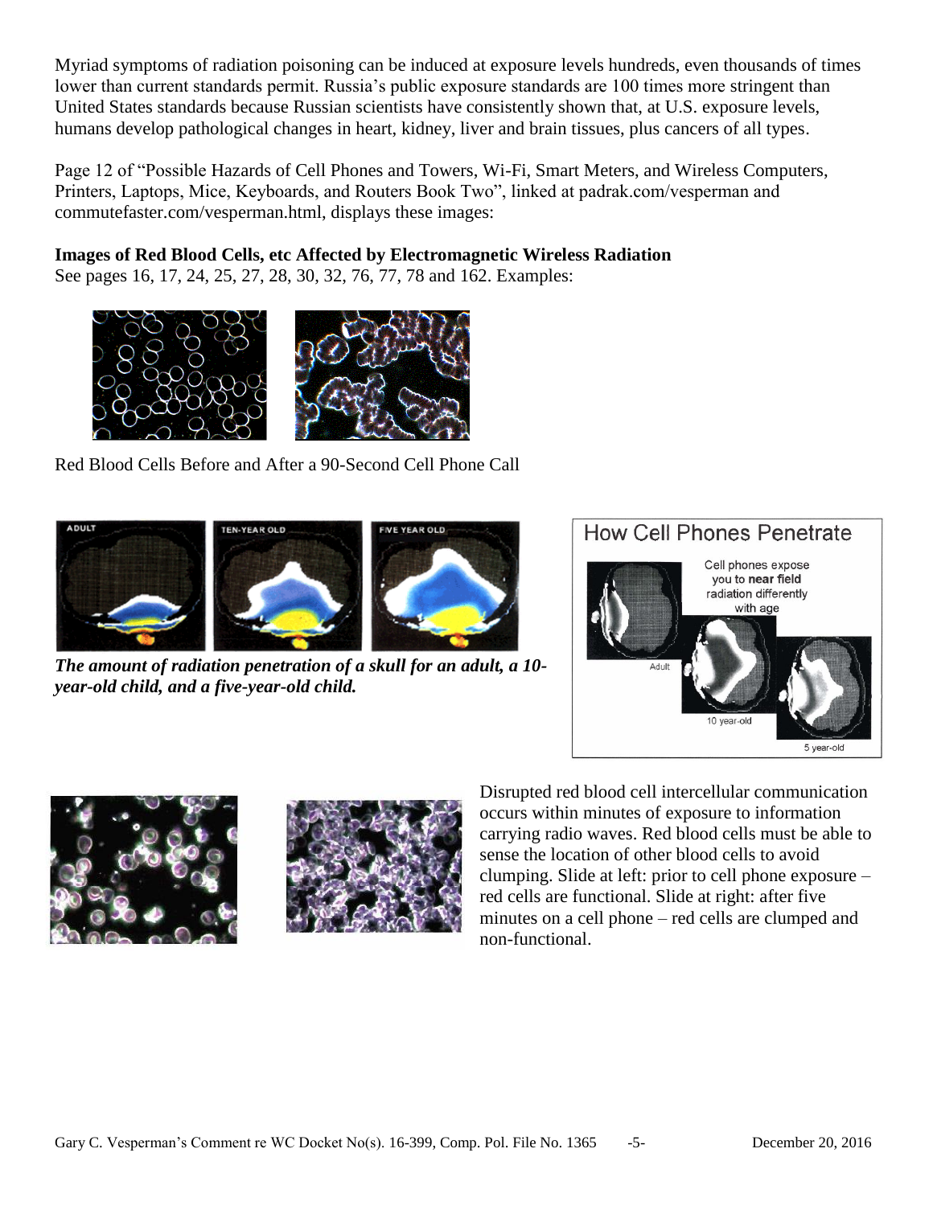Myriad symptoms of radiation poisoning can be induced at exposure levels hundreds, even thousands of times lower than current standards permit. Russia's public exposure standards are 100 times more stringent than United States standards because Russian scientists have consistently shown that, at U.S. exposure levels, humans develop pathological changes in heart, kidney, liver and brain tissues, plus cancers of all types.

Page 12 of "Possible Hazards of Cell Phones and Towers, Wi-Fi, Smart Meters, and Wireless Computers, Printers, Laptops, Mice, Keyboards, and Routers Book Two", linked at padrak.com/vesperman and commutefaster.com/vesperman.html, displays these images:

**Images of Red Blood Cells, etc Affected by Electromagnetic Wireless Radiation**

See pages 16, 17, 24, 25, 27, 28, 30, 32, 76, 77, 78 and 162. Examples:

Red Blood Cells Before and After a 90-Second Cell Phone Call

***The amount of radiation penetration of a skull for an adult, a 10-year-old child, and a five-year-old child.***

Disrupted red blood cell intercellular communication occurs within minutes of exposure to information carrying radio waves. Red blood cells must be able to sense the location of other blood cells to avoid clumping. Slide at left: prior to cell phone exposure – red cells are functional. Slide at right: after five minutes on a cell phone – red cells are clumped and non-functional.

Gary C. Vesperman's Comment re WC Docket No(s). 16-399, Comp. Pol. File No. 1365 -5- December 20, 2016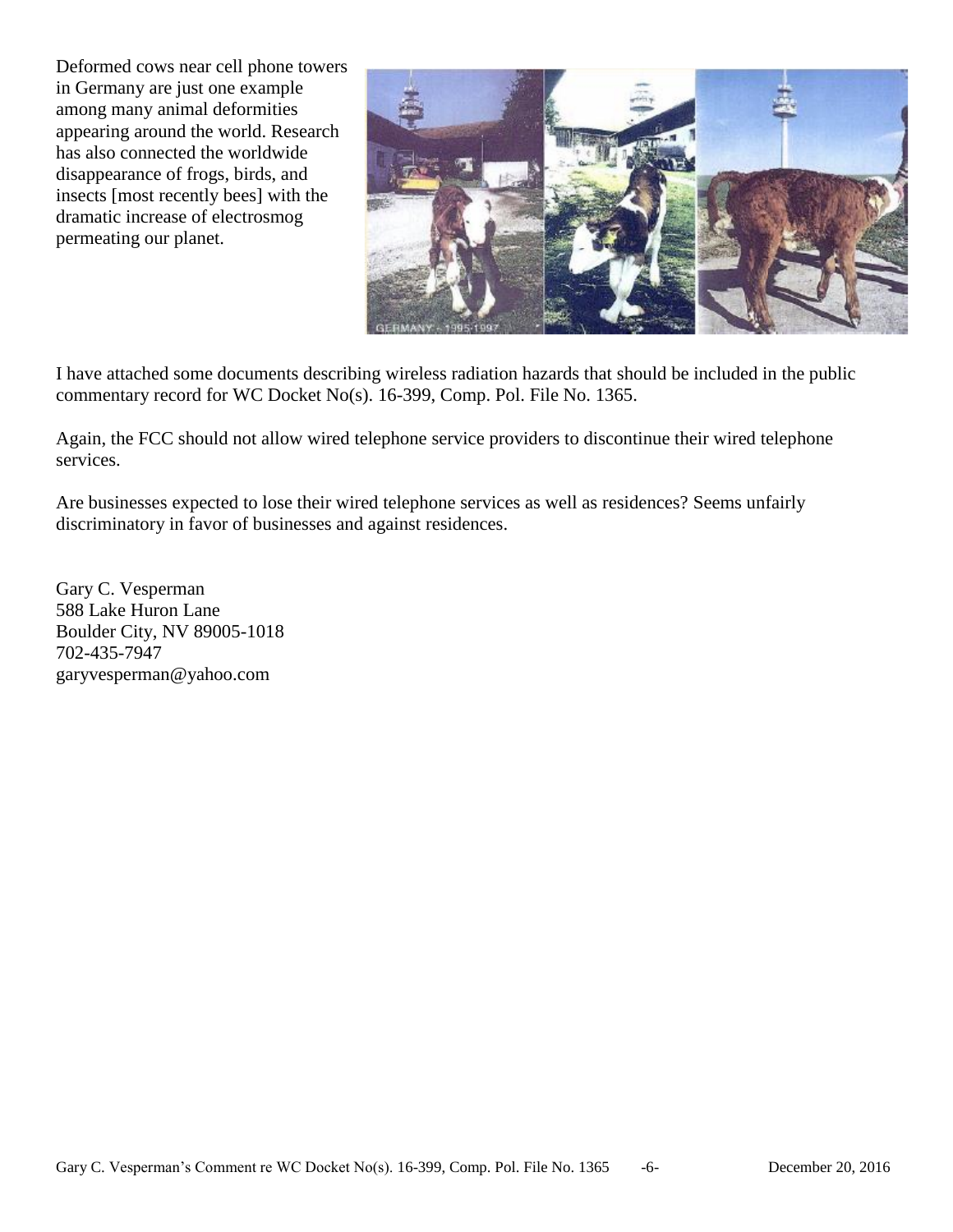Deformed cows near cell phone towers in Germany are just one example among many animal deformities appearing around the world. Research has also connected the worldwide disappearance of frogs, birds, and insects [most recently bees] with the dramatic increase of electrosmog permeating our planet.

GERMANY - 1995-1997

I have attached some documents describing wireless radiation hazards that should be included in the public commentary record for WC Docket No(s). 16-399, Comp. Pol. File No. 1365.

Again, the FCC should not allow wired telephone service providers to discontinue their wired telephone services.

Are businesses expected to lose their wired telephone services as well as residences? Seems unfairly discriminatory in favor of businesses and against residences.

Gary C. Vesperman  
588 Lake Huron Lane  
Boulder City, NV 89005-1018  
702-435-7947  
garyvesperman@yahoo.com